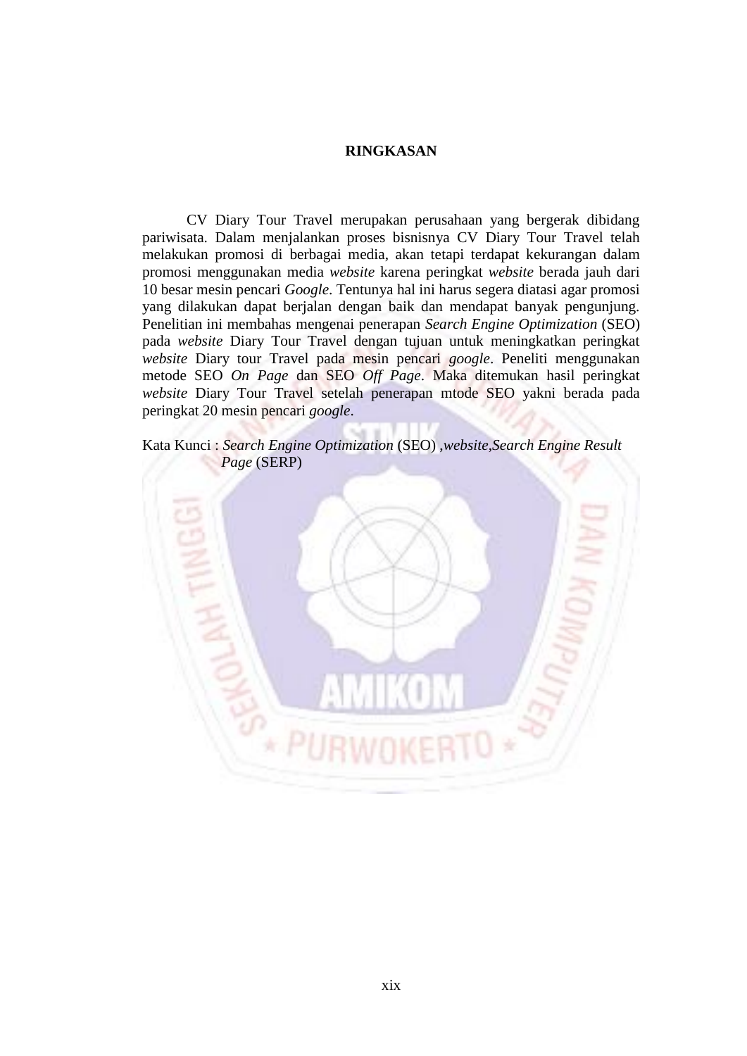# RINGKASAN

CV Diary Tour Travel merupakan perusahaan yang bergerak dibidang pariwisata. Dalam menjalankan proses bisnisnya CV Diary Tour Travel telah melakukan promosi di berbagai media, akan tetapi terdapat kekurangan dalam promosi menggunakan media *website* karena peringkat *website* berada jauh dari 10 besar mesin pencari *Google*. Tentunya hal ini harus segera diatasi agar promosi yang dilakukan dapat berjalan dengan baik dan mendapat banyak pengunjung. Penelitian ini membahas mengenai penerapan *Search Engine Optimization* (SEO) pada *website* Diary Tour Travel dengan tujuan untuk meningkatkan peringkat *website* Diary tour Travel pada mesin pencari *google*. Peneliti menggunakan metode SEO *On Page* dan SEO *Off Page*. Maka ditemukan hasil peringkat *website* Diary Tour Travel setelah penerapan mtode SEO yakni berada pada peringkat 20 mesin pencari *google*.

Kata Kunci : *Search Engine Optimization* (SEO) ,*website*,*Search Engine Result Page* (SERP)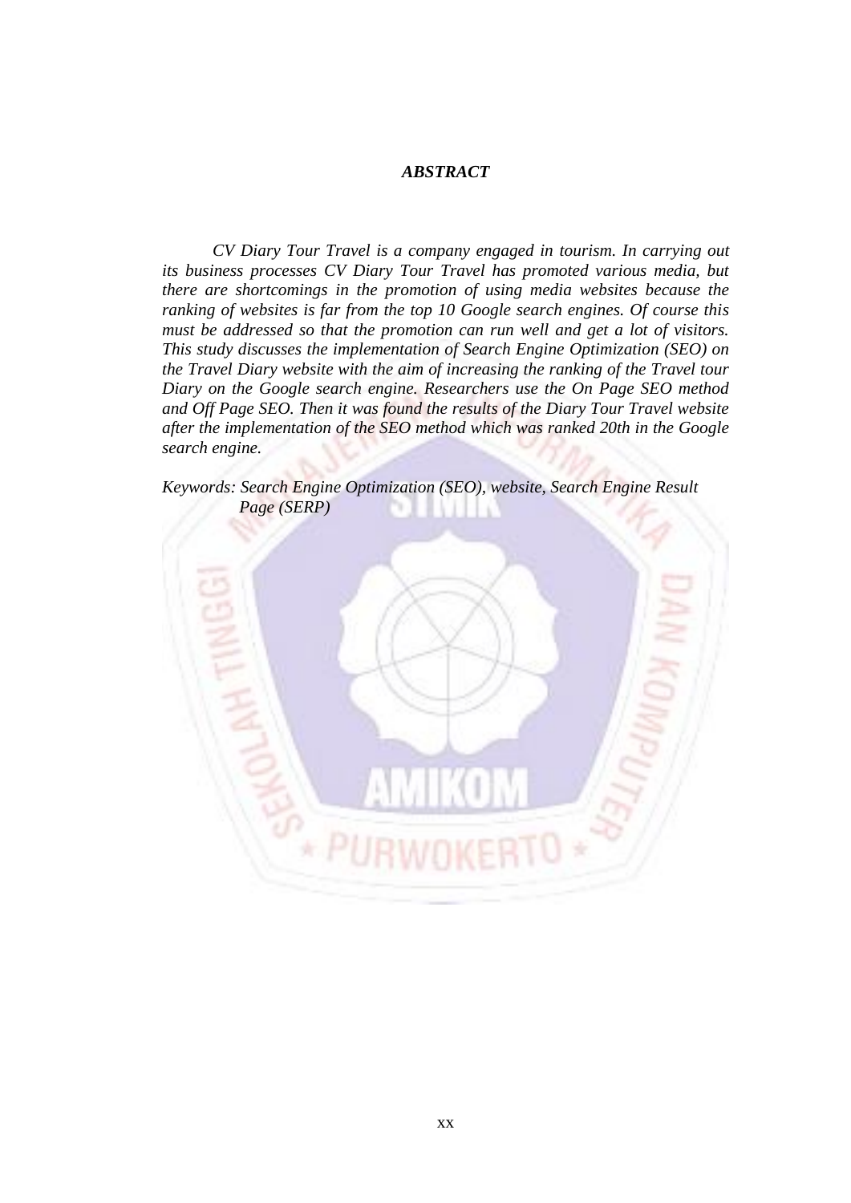## *ABSTRACT*

*CV Diary Tour Travel is a company engaged in tourism. In carrying out its business processes CV Diary Tour Travel has promoted various media, but there are shortcomings in the promotion of using media websites because the ranking of websites is far from the top 10 Google search engines. Of course this must be addressed so that the promotion can run well and get a lot of visitors. This study discusses the implementation of Search Engine Optimization (SEO) on the Travel Diary website with the aim of increasing the ranking of the Travel tour Diary on the Google search engine. Researchers use the On Page SEO method and Off Page SEO. Then it was found the results of the Diary Tour Travel website after the implementation of the SEO method which was ranked 20th in the Google search engine.*

*Keywords: Search Engine Optimization (SEO), website, Search Engine Result Page (SERP)*